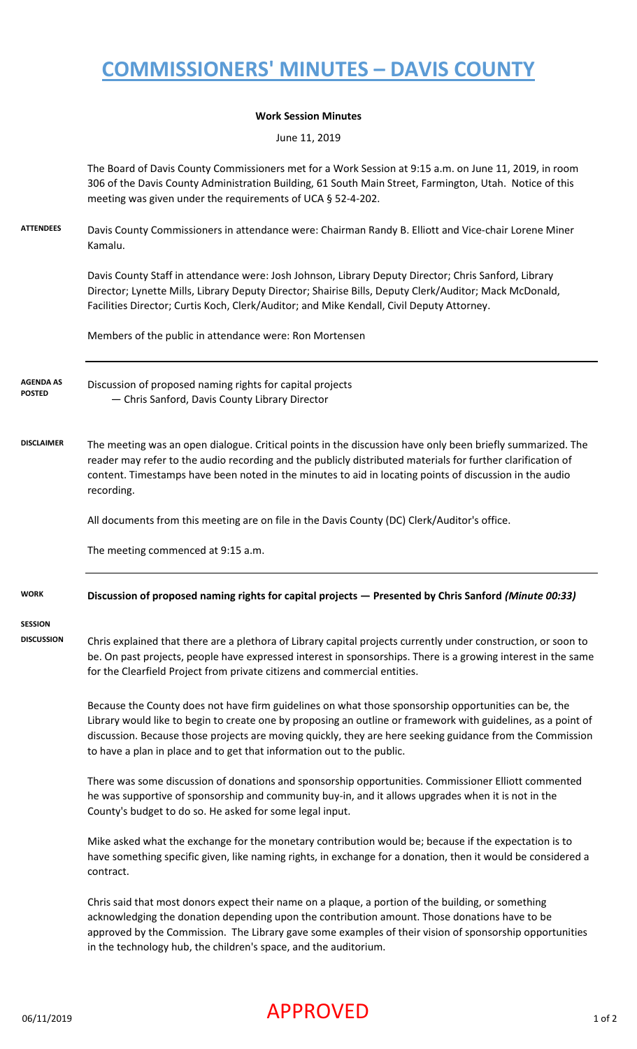# COMMISSIONERS' MINUTES – DAVIS COUNTY

**Work Session Minutes**

June 11, 2019

The Board of Davis County Commissioners met for a Work Session at 9:15 a.m. on June 11, 2019, in room 306 of the Davis County Administration Building, 61 South Main Street, Farmington, Utah. Notice of this meeting was given under the requirements of UCA § 52-4-202.

**ATTENDEES**

Davis County Commissioners in attendance were: Chairman Randy B. Elliott and Vice-chair Lorene Miner Kamalu.

Davis County Staff in attendance were: Josh Johnson, Library Deputy Director; Chris Sanford, Library Director; Lynette Mills, Library Deputy Director; Shairise Bills, Deputy Clerk/Auditor; Mack McDonald, Facilities Director; Curtis Koch, Clerk/Auditor; and Mike Kendall, Civil Deputy Attorney.

Members of the public in attendance were: Ron Mortensen

**AGENDA AS POSTED**

Discussion of proposed naming rights for capital projects
— Chris Sanford, Davis County Library Director

**DISCLAIMER**

The meeting was an open dialogue. Critical points in the discussion have only been briefly summarized. The reader may refer to the audio recording and the publicly distributed materials for further clarification of content. Timestamps have been noted in the minutes to aid in locating points of discussion in the audio recording.

All documents from this meeting are on file in the Davis County (DC) Clerk/Auditor's office.

The meeting commenced at 9:15 a.m.

**WORK SESSION DISCUSSION**

**Discussion of proposed naming rights for capital projects — Presented by Chris Sanford** ***(Minute 00:33)***

Chris explained that there are a plethora of Library capital projects currently under construction, or soon to be. On past projects, people have expressed interest in sponsorships. There is a growing interest in the same for the Clearfield Project from private citizens and commercial entities.

Because the County does not have firm guidelines on what those sponsorship opportunities can be, the Library would like to begin to create one by proposing an outline or framework with guidelines, as a point of discussion. Because those projects are moving quickly, they are here seeking guidance from the Commission to have a plan in place and to get that information out to the public.

There was some discussion of donations and sponsorship opportunities. Commissioner Elliott commented he was supportive of sponsorship and community buy-in, and it allows upgrades when it is not in the County's budget to do so. He asked for some legal input.

Mike asked what the exchange for the monetary contribution would be; because if the expectation is to have something specific given, like naming rights, in exchange for a donation, then it would be considered a contract.

Chris said that most donors expect their name on a plaque, a portion of the building, or something acknowledging the donation depending upon the contribution amount. Those donations have to be approved by the Commission. The Library gave some examples of their vision of sponsorship opportunities in the technology hub, the children's space, and the auditorium.

06/11/2019 APPROVED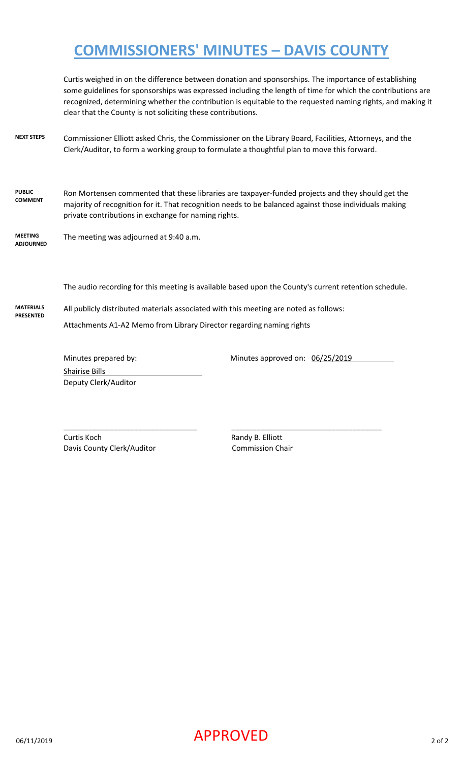# COMMISSIONERS' MINUTES – DAVIS COUNTY

Curtis weighed in on the difference between donation and sponsorships. The importance of establishing some guidelines for sponsorships was expressed including the length of time for which the contributions are recognized, determining whether the contribution is equitable to the requested naming rights, and making it clear that the County is not soliciting these contributions.

**NEXT STEPS** Commissioner Elliott asked Chris, the Commissioner on the Library Board, Facilities, Attorneys, and the Clerk/Auditor, to form a working group to formulate a thoughtful plan to move this forward.

**PUBLIC COMMENT** Ron Mortensen commented that these libraries are taxpayer-funded projects and they should get the majority of recognition for it. That recognition needs to be balanced against those individuals making private contributions in exchange for naming rights.

**MEETING ADJOURNED** The meeting was adjourned at 9:40 a.m.

The audio recording for this meeting is available based upon the County's current retention schedule.

**MATERIALS PRESENTED** All publicly distributed materials associated with this meeting are noted as follows:

Attachments A1-A2 Memo from Library Director regarding naming rights

Minutes prepared by: Shairise Bills, Deputy Clerk/Auditor

Minutes approved on: 06/25/2019

\_\_\_\_\_\_\_\_\_\_\_\_\_\_\_\_\_\_\_\_\_\_\_\_\_\_\_\_\_\_\_\_
Curtis Koch
Davis County Clerk/Auditor

\_\_\_\_\_\_\_\_\_\_\_\_\_\_\_\_\_\_\_\_\_\_\_\_\_\_\_\_\_\_\_\_
Randy B. Elliott
Commission Chair

06/11/2019 APPROVED